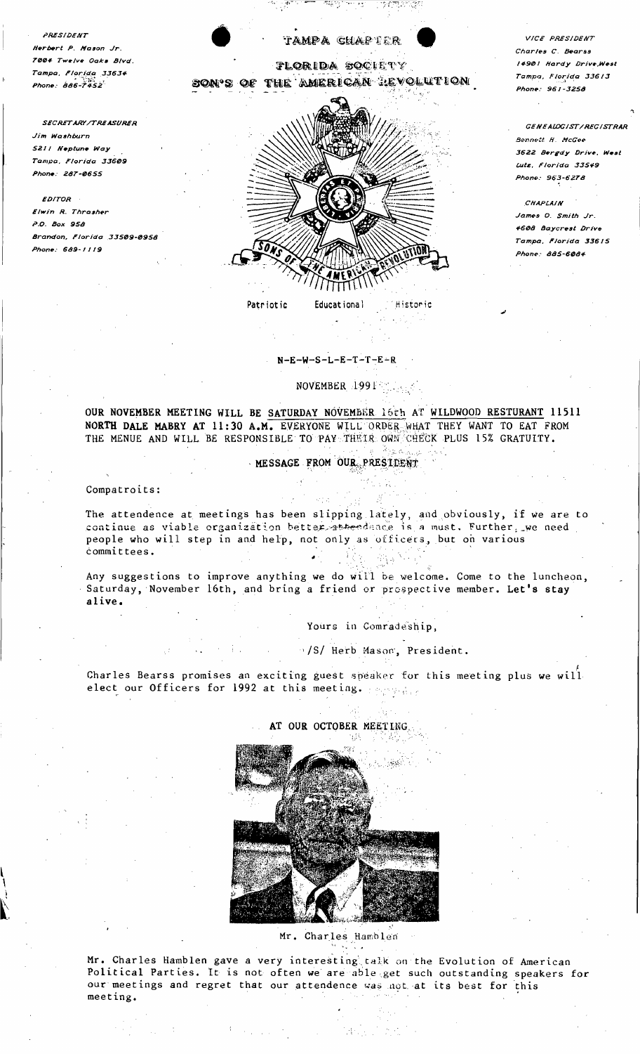PRESIDENT
Herbert P. Mason Jr.
7004 Twelve Oaks Blvd.
Tampa, Florida 33634
Phone: 886-7452

SECRETARY/TREASURER
Jim Washburn
5211 Neptune Way
Tampa, Florida 33609
Phone: 287-0655

EDITOR
Elwin R. Thrasher
P.O. Box 958
Brandon, Florida 33509-0958
Phone: 689-1119

# TAMPA CHAPTER

## FLORIDA SOCIETY

## SON'S OF THE AMERICAN REVOLUTION

Patriotic    Educational    Historic

VICE PRESIDENT
Charles C. Bearss
14901 Hardy Drive,West
Tampa, Florida 33613
Phone: 961-3258

GENEALOGIST/REGISTRAR
Bennett H. McGee
3622 Bergdy Drive, West
Lutz, Florida 33549
Phone: 963-6278

CHAPLAIN
James O. Smith Jr.
4608 Baycrest Drive
Tampa, Florida 33615
Phone: 885-6084

N-E-W-S-L-E-T-T-E-R

NOVEMBER 1991

**OUR NOVEMBER MEETING WILL BE SATURDAY NOVEMBER 16th AT WILDWOOD RESTURANT 11511 NORTH DALE MABRY AT 11:30 A.M.** EVERYONE WILL ORDER WHAT THEY WANT TO EAT FROM THE MENUE AND WILL BE RESPONSIBLE TO PAY THEIR OWN CHECK PLUS 15% GRATUITY.

**MESSAGE FROM OUR PRESIDENT**

Compatroits:

The attendence at meetings has been slipping lately, and obviously, if we are to continue as viable organization better attendance is a must. Further, we need people who will step in and help, not only as officers, but on various committees.

Any suggestions to improve anything we do will be welcome. Come to the luncheon, Saturday, November 16th, and bring a friend or prospective member. **Let's stay alive.**

Yours in Comradeship,

/S/ Herb Mason, President.

Charles Bearss promises an exciting guest speaker for this meeting plus we will elect our Officers for 1992 at this meeting.

**AT OUR OCTOBER MEETING**

Mr. Charles Hamblen

Mr. Charles Hamblen gave a very interesting talk on the Evolution of American Political Parties. It is not often we are able get such outstanding speakers for our meetings and regret that our attendance was not at its best for this meeting.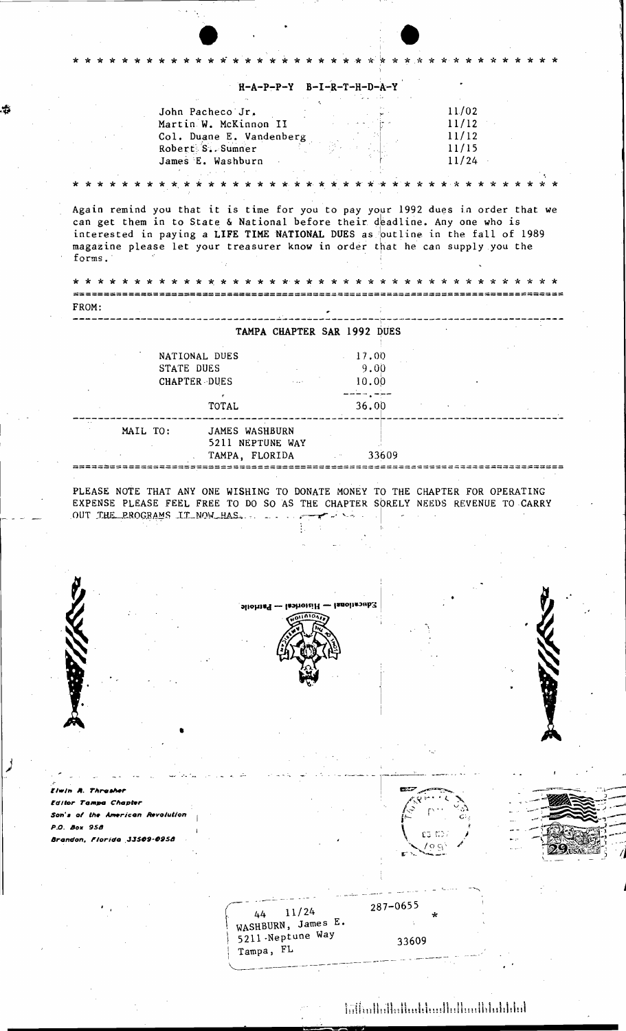* * * * * * * * * * * * * * * * * * * * * * * * * * * * * * * * * * *

## H-A-P-P-Y B-I-R-T-H-D-A-Y

| | |
|---|---|
| John Pacheco Jr. | 11/02 |
| Martin W. McKinnon II | 11/12 |
| Col. Duane E. Vandenberg | 11/12 |
| Robert S. Sumner | 11/15 |
| James E. Washburn | 11/24 |

* * * * * * * * * * * * * * * * * * * * * * * * * * * * * * * * * * *

Again remind you that it is time for you to pay your 1992 dues in order that we can get them in to State & National before their deadline. Any one who is interested in paying a **LIFE TIME NATIONAL DUES** as outline in the fall of 1989 magazine please let your treasurer know in order that he can supply you the forms.

* * * * * * * * * * * * * * * * * * * * * * * * * * * * * * * * * * *

FROM:

### TAMPA CHAPTER SAR 1992 DUES

| | |
|---|---|
| NATIONAL DUES | 17.00 |
| STATE DUES | 9.00 |
| CHAPTER DUES | 10.00 |
| TOTAL | 36.00 |

MAIL TO: JAMES WASHBURN
5211 NEPTUNE WAY
TAMPA, FLORIDA 33609

PLEASE NOTE THAT ANY ONE WISHING TO DONATE MONEY TO THE CHAPTER FOR OPERATING EXPENSE PLEASE FEEL FREE TO DO SO AS THE CHAPTER SORELY NEEDS REVENUE TO CARRY OUT THE PROGRAMS IT NOW HAS.

Educational — Historical — Patriotic

*Elwin A. Thrasher*
*Editor Tampa Chapter*
*Son's of the American Revolution*
*P.O. Box 958*
*Brandon, Florida 33509-0958*

44 11/24 287-0655 *
WASHBURN, James E.
5211 Neptune Way
Tampa, FL 33609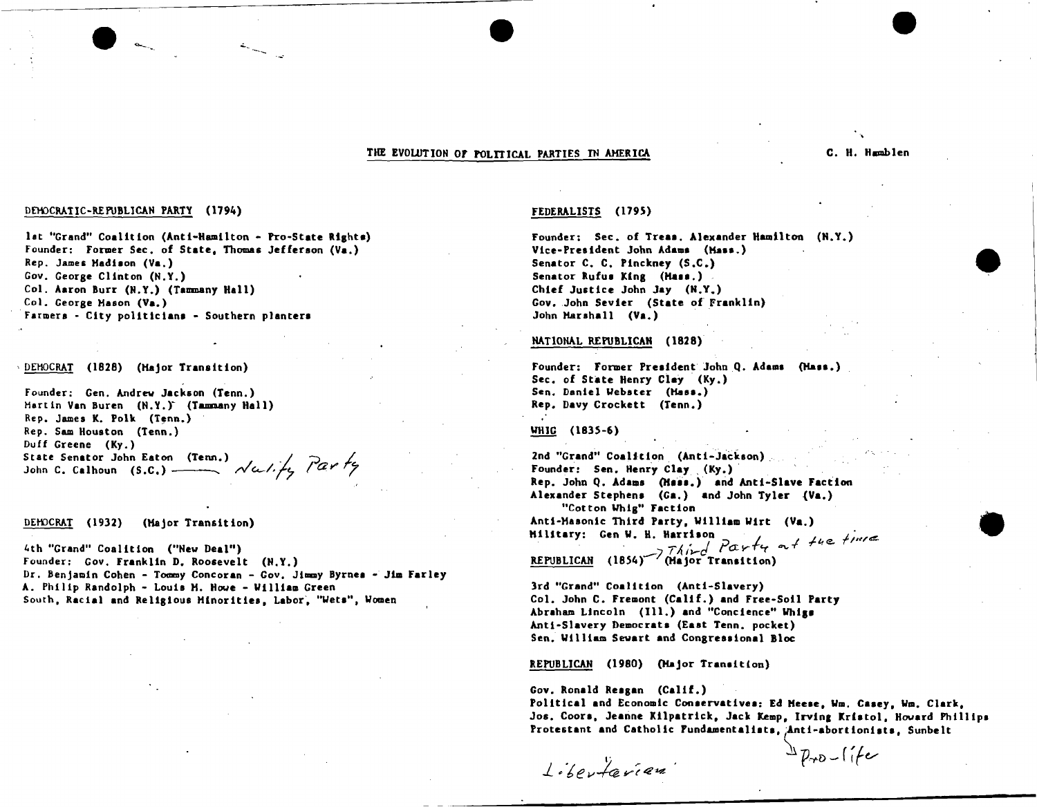## THE EVOLUTION OF POLITICAL PARTIES IN AMERICA

C. H. Hamblen

DEMOCRATIC-REPUBLICAN PARTY (1794)

1st "Grand" Coalition (Anti-Hamilton - Pro-State Rights)
Founder: Former Sec. of State, Thomas Jefferson (Va.)
Rep. James Madison (Va.)
Gov. George Clinton (N.Y.)
Col. Aaron Burr (N.Y.) (Tammany Hall)
Col. George Mason (Va.)
Farmers - City politicians - Southern planters

DEMOCRAT (1828) (Major Transition)

Founder: Gen. Andrew Jackson (Tenn.)
Martin Van Buren (N.Y.) (Tammany Hall)
Rep. James K. Polk (Tenn.)
Rep. Sam Houston (Tenn.)
Duff Greene (Ky.)
State Senator John Eaton (Tenn.)
John C. Calhoun (S.C.) — Nulify Party

DEMOCRAT (1932) (Major Transition)

4th "Grand" Coalition ("New Deal")
Founder: Gov. Franklin D. Roosevelt (N.Y.)
Dr. Benjamin Cohen - Tommy Concoran - Gov. Jimmy Byrnes - Jim Farley
A. Philip Randolph - Louis M. Howe - William Green
South, Racial and Religious Minorities, Labor, "Wets", Women

FEDERALISTS (1795)

Founder: Sec. of Treas. Alexander Hamilton (N.Y.)
Vice-President John Adams (Mass.)
Senator C. C. Pinckney (S.C.)
Senator Rufus King (Mass.)
Chief Justice John Jay (N.Y.)
Gov. John Sevier (State of Franklin)
John Marshall (Va.)

NATIONAL REPUBLICAN (1828)

Founder: Former President John Q. Adams (Mass.)
Sec. of State Henry Clay (Ky.)
Sen. Daniel Webster (Mass.)
Rep. Davy Crockett (Tenn.)

WHIG (1835-6)

2nd "Grand" Coalition (Anti-Jackson)
Founder: Sen. Henry Clay (Ky.)
Rep. John Q. Adams (Mass.) and Anti-Slave Faction
Alexander Stephens (Ga.) and John Tyler (Va.)
"Cotton Whig" Faction
Anti-Masonic Third Party, William Wirt (Va.)
Military: Gen W. H. Harrison

REPUBLICAN (1854) → Third Party at the time (Major Transition)

3rd "Grand" Coalition (Anti-Slavery)
Col. John C. Fremont (Calif.) and Free-Soil Party
Abraham Lincoln (Ill.) and "Concience" Whigs
Anti-Slavery Democrats (East Tenn. pocket)
Sen. William Sewart and Congressional Bloc

REPUBLICAN (1980) (Major Transition)

Gov. Ronald Reagan (Calif.)
Political and Economic Conservatives: Ed Meese, Wm. Casey, Wm. Clark, Jos. Coors, Jeanne Kilpatrick, Jack Kemp, Irving Kristol, Howard Phillips
Protestant and Catholic Fundamentalists, Anti-abortionists (Pro-life), Sunbelt

Libertarian